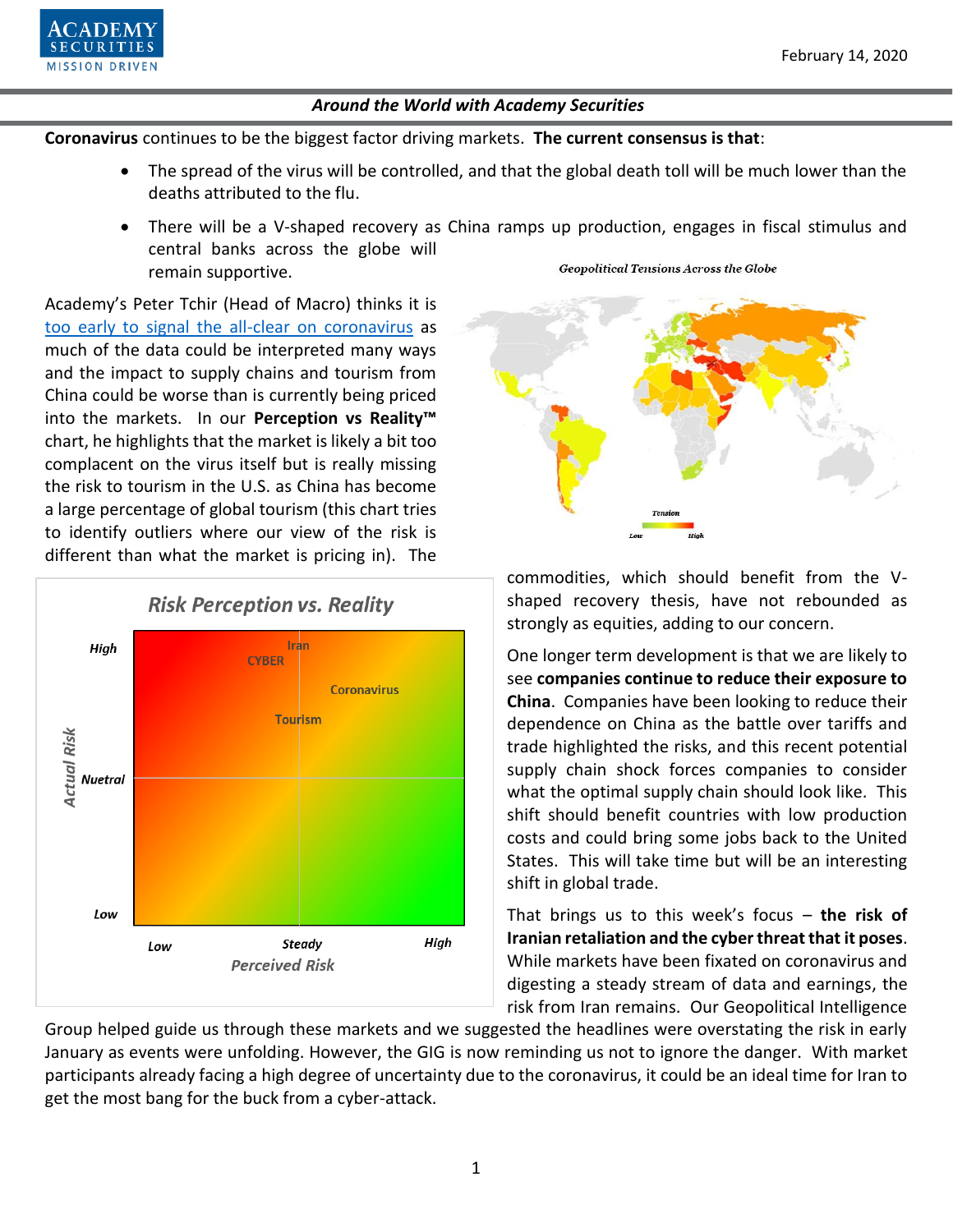February 14, 2020

*Around the World with Academy Securities*

**Coronavirus** continues to be the biggest factor driving markets. **The current consensus is that**:

- The spread of the virus will be controlled, and that the global death toll will be much lower than the deaths attributed to the flu.
- There will be a V-shaped recovery as China ramps up production, engages in fiscal stimulus and central banks across the globe will remain supportive.

Academy's Peter Tchir (Head of Macro) thinks it is too early to signal the all-clear on coronavirus as much of the data could be interpreted many ways and the impact to supply chains and tourism from China could be worse than is currently being priced into the markets. In our **Perception vs Reality™** chart, he highlights that the market is likely a bit too complacent on the virus itself but is really missing the risk to tourism in the U.S. as China has become a large percentage of global tourism (this chart tries to identify outliers where our view of the risk is different than what the market is pricing in). The commodities, which should benefit from the V-shaped recovery thesis, have not rebounded as strongly as equities, adding to our concern.

*Geopolitical Tensions Across the Globe*

*Risk Perception vs. Reality*

One longer term development is that we are likely to see **companies continue to reduce their exposure to China**. Companies have been looking to reduce their dependence on China as the battle over tariffs and trade highlighted the risks, and this recent potential supply chain shock forces companies to consider what the optimal supply chain should look like. This shift should benefit countries with low production costs and could bring some jobs back to the United States. This will take time but will be an interesting shift in global trade.

That brings us to this week's focus – **the risk of Iranian retaliation and the cyber threat that it poses**. While markets have been fixated on coronavirus and digesting a steady stream of data and earnings, the risk from Iran remains. Our Geopolitical Intelligence Group helped guide us through these markets and we suggested the headlines were overstating the risk in early January as events were unfolding. However, the GIG is now reminding us not to ignore the danger. With market participants already facing a high degree of uncertainty due to the coronavirus, it could be an ideal time for Iran to get the most bang for the buck from a cyber-attack.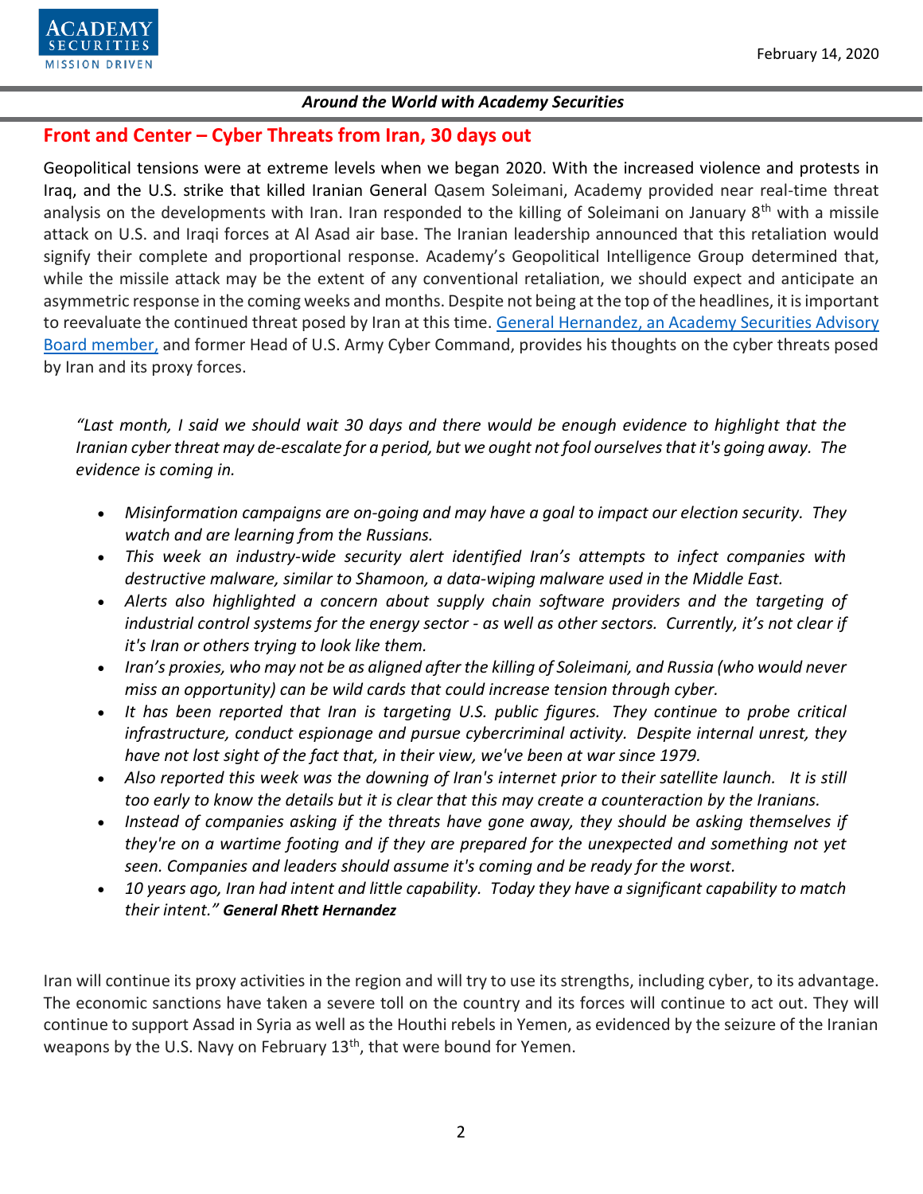## Front and Center – Cyber Threats from Iran, 30 days out

Geopolitical tensions were at extreme levels when we began 2020. With the increased violence and protests in Iraq, and the U.S. strike that killed Iranian General Qasem Soleimani, Academy provided near real-time threat analysis on the developments with Iran. Iran responded to the killing of Soleimani on January 8th with a missile attack on U.S. and Iraqi forces at Al Asad air base. The Iranian leadership announced that this retaliation would signify their complete and proportional response. Academy's Geopolitical Intelligence Group determined that, while the missile attack may be the extent of any conventional retaliation, we should expect and anticipate an asymmetric response in the coming weeks and months. Despite not being at the top of the headlines, it is important to reevaluate the continued threat posed by Iran at this time. General Hernandez, an Academy Securities Advisory Board member, and former Head of U.S. Army Cyber Command, provides his thoughts on the cyber threats posed by Iran and its proxy forces.

> *"Last month, I said we should wait 30 days and there would be enough evidence to highlight that the Iranian cyber threat may de-escalate for a period, but we ought not fool ourselves that it's going away. The evidence is coming in.*
>
> - *Misinformation campaigns are on-going and may have a goal to impact our election security. They watch and are learning from the Russians.*
> - *This week an industry-wide security alert identified Iran's attempts to infect companies with destructive malware, similar to Shamoon, a data-wiping malware used in the Middle East.*
> - *Alerts also highlighted a concern about supply chain software providers and the targeting of industrial control systems for the energy sector - as well as other sectors. Currently, it's not clear if it's Iran or others trying to look like them.*
> - *Iran's proxies, who may not be as aligned after the killing of Soleimani, and Russia (who would never miss an opportunity) can be wild cards that could increase tension through cyber.*
> - *It has been reported that Iran is targeting U.S. public figures. They continue to probe critical infrastructure, conduct espionage and pursue cybercriminal activity. Despite internal unrest, they have not lost sight of the fact that, in their view, we've been at war since 1979.*
> - *Also reported this week was the downing of Iran's internet prior to their satellite launch. It is still too early to know the details but it is clear that this may create a counteraction by the Iranians.*
> - *Instead of companies asking if the threats have gone away, they should be asking themselves if they're on a wartime footing and if they are prepared for the unexpected and something not yet seen. Companies and leaders should assume it's coming and be ready for the worst.*
> - *10 years ago, Iran had intent and little capability. Today they have a significant capability to match their intent."* ***General Rhett Hernandez***

Iran will continue its proxy activities in the region and will try to use its strengths, including cyber, to its advantage. The economic sanctions have taken a severe toll on the country and its forces will continue to act out. They will continue to support Assad in Syria as well as the Houthi rebels in Yemen, as evidenced by the seizure of the Iranian weapons by the U.S. Navy on February 13th, that were bound for Yemen.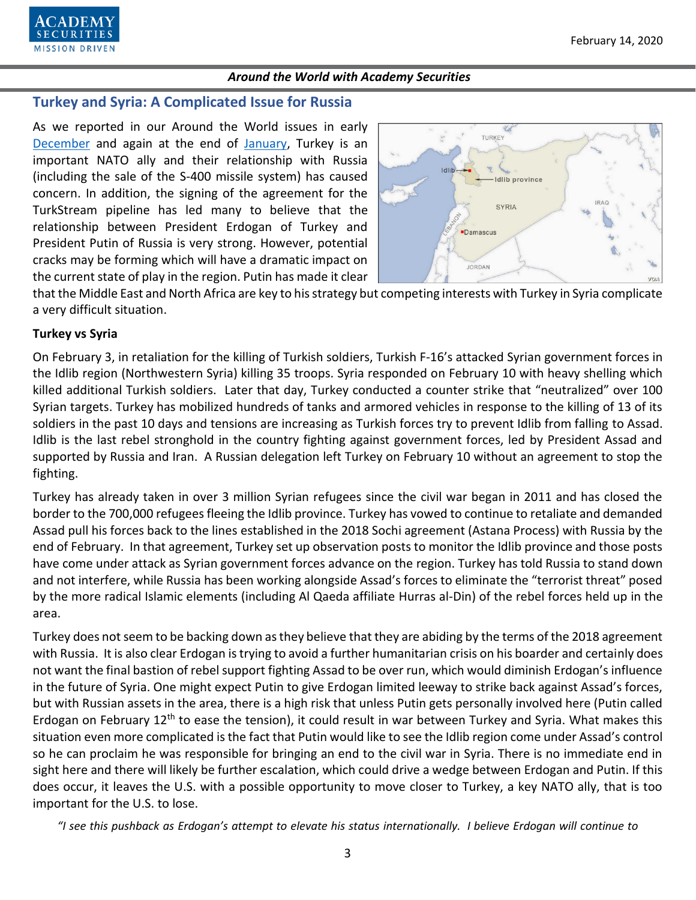*Around the World with Academy Securities*

## Turkey and Syria: A Complicated Issue for Russia

As we reported in our Around the World issues in early December and again at the end of January, Turkey is an important NATO ally and their relationship with Russia (including the sale of the S-400 missile system) has caused concern. In addition, the signing of the agreement for the TurkStream pipeline has led many to believe that the relationship between President Erdogan of Turkey and President Putin of Russia is very strong. However, potential cracks may be forming which will have a dramatic impact on the current state of play in the region. Putin has made it clear that the Middle East and North Africa are key to his strategy but competing interests with Turkey in Syria complicate a very difficult situation.

### Turkey vs Syria

On February 3, in retaliation for the killing of Turkish soldiers, Turkish F-16's attacked Syrian government forces in the Idlib region (Northwestern Syria) killing 35 troops. Syria responded on February 10 with heavy shelling which killed additional Turkish soldiers. Later that day, Turkey conducted a counter strike that "neutralized" over 100 Syrian targets. Turkey has mobilized hundreds of tanks and armored vehicles in response to the killing of 13 of its soldiers in the past 10 days and tensions are increasing as Turkish forces try to prevent Idlib from falling to Assad. Idlib is the last rebel stronghold in the country fighting against government forces, led by President Assad and supported by Russia and Iran. A Russian delegation left Turkey on February 10 without an agreement to stop the fighting.

Turkey has already taken in over 3 million Syrian refugees since the civil war began in 2011 and has closed the border to the 700,000 refugees fleeing the Idlib province. Turkey has vowed to continue to retaliate and demanded Assad pull his forces back to the lines established in the 2018 Sochi agreement (Astana Process) with Russia by the end of February. In that agreement, Turkey set up observation posts to monitor the Idlib province and those posts have come under attack as Syrian government forces advance on the region. Turkey has told Russia to stand down and not interfere, while Russia has been working alongside Assad's forces to eliminate the "terrorist threat" posed by the more radical Islamic elements (including Al Qaeda affiliate Hurras al-Din) of the rebel forces held up in the area.

Turkey does not seem to be backing down as they believe that they are abiding by the terms of the 2018 agreement with Russia. It is also clear Erdogan is trying to avoid a further humanitarian crisis on his boarder and certainly does not want the final bastion of rebel support fighting Assad to be over run, which would diminish Erdogan's influence in the future of Syria. One might expect Putin to give Erdogan limited leeway to strike back against Assad's forces, but with Russian assets in the area, there is a high risk that unless Putin gets personally involved here (Putin called Erdogan on February 12th to ease the tension), it could result in war between Turkey and Syria. What makes this situation even more complicated is the fact that Putin would like to see the Idlib region come under Assad's control so he can proclaim he was responsible for bringing an end to the civil war in Syria. There is no immediate end in sight here and there will likely be further escalation, which could drive a wedge between Erdogan and Putin. If this does occur, it leaves the U.S. with a possible opportunity to move closer to Turkey, a key NATO ally, that is too important for the U.S. to lose.

*"I see this pushback as Erdogan's attempt to elevate his status internationally. I believe Erdogan will continue to*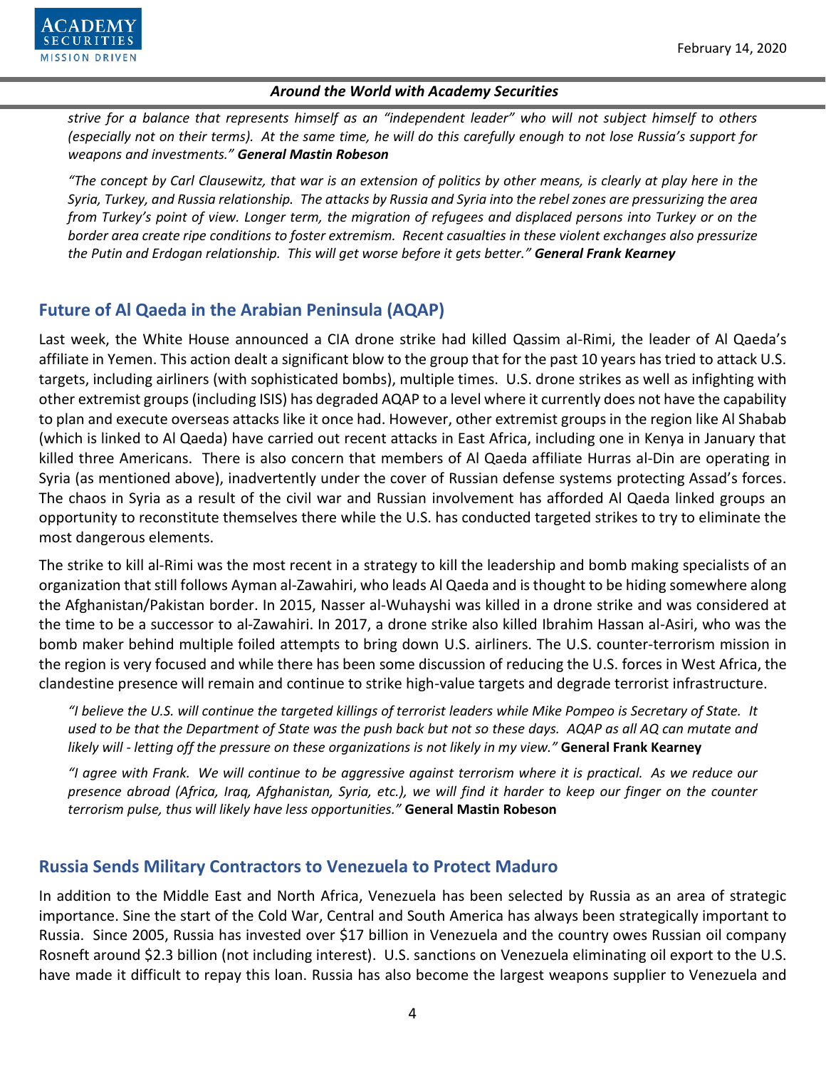*strive for a balance that represents himself as an "independent leader" who will not subject himself to others (especially not on their terms). At the same time, he will do this carefully enough to not lose Russia's support for weapons and investments."* ***General Mastin Robeson***

*"The concept by Carl Clausewitz, that war is an extension of politics by other means, is clearly at play here in the Syria, Turkey, and Russia relationship. The attacks by Russia and Syria into the rebel zones are pressurizing the area from Turkey's point of view. Longer term, the migration of refugees and displaced persons into Turkey or on the border area create ripe conditions to foster extremism. Recent casualties in these violent exchanges also pressurize the Putin and Erdogan relationship. This will get worse before it gets better."* ***General Frank Kearney***

## Future of Al Qaeda in the Arabian Peninsula (AQAP)

Last week, the White House announced a CIA drone strike had killed Qassim al-Rimi, the leader of Al Qaeda's affiliate in Yemen. This action dealt a significant blow to the group that for the past 10 years has tried to attack U.S. targets, including airliners (with sophisticated bombs), multiple times. U.S. drone strikes as well as infighting with other extremist groups (including ISIS) has degraded AQAP to a level where it currently does not have the capability to plan and execute overseas attacks like it once had. However, other extremist groups in the region like Al Shabab (which is linked to Al Qaeda) have carried out recent attacks in East Africa, including one in Kenya in January that killed three Americans. There is also concern that members of Al Qaeda affiliate Hurras al-Din are operating in Syria (as mentioned above), inadvertently under the cover of Russian defense systems protecting Assad's forces. The chaos in Syria as a result of the civil war and Russian involvement has afforded Al Qaeda linked groups an opportunity to reconstitute themselves there while the U.S. has conducted targeted strikes to try to eliminate the most dangerous elements.

The strike to kill al-Rimi was the most recent in a strategy to kill the leadership and bomb making specialists of an organization that still follows Ayman al-Zawahiri, who leads Al Qaeda and is thought to be hiding somewhere along the Afghanistan/Pakistan border. In 2015, Nasser al-Wuhayshi was killed in a drone strike and was considered at the time to be a successor to al-Zawahiri. In 2017, a drone strike also killed Ibrahim Hassan al-Asiri, who was the bomb maker behind multiple foiled attempts to bring down U.S. airliners. The U.S. counter-terrorism mission in the region is very focused and while there has been some discussion of reducing the U.S. forces in West Africa, the clandestine presence will remain and continue to strike high-value targets and degrade terrorist infrastructure.

*"I believe the U.S. will continue the targeted killings of terrorist leaders while Mike Pompeo is Secretary of State. It used to be that the Department of State was the push back but not so these days. AQAP as all AQ can mutate and likely will - letting off the pressure on these organizations is not likely in my view."* **General Frank Kearney**

*"I agree with Frank. We will continue to be aggressive against terrorism where it is practical. As we reduce our presence abroad (Africa, Iraq, Afghanistan, Syria, etc.), we will find it harder to keep our finger on the counter terrorism pulse, thus will likely have less opportunities."* **General Mastin Robeson**

## Russia Sends Military Contractors to Venezuela to Protect Maduro

In addition to the Middle East and North Africa, Venezuela has been selected by Russia as an area of strategic importance. Sine the start of the Cold War, Central and South America has always been strategically important to Russia. Since 2005, Russia has invested over $17 billion in Venezuela and the country owes Russian oil company Rosneft around $2.3 billion (not including interest). U.S. sanctions on Venezuela eliminating oil export to the U.S. have made it difficult to repay this loan. Russia has also become the largest weapons supplier to Venezuela and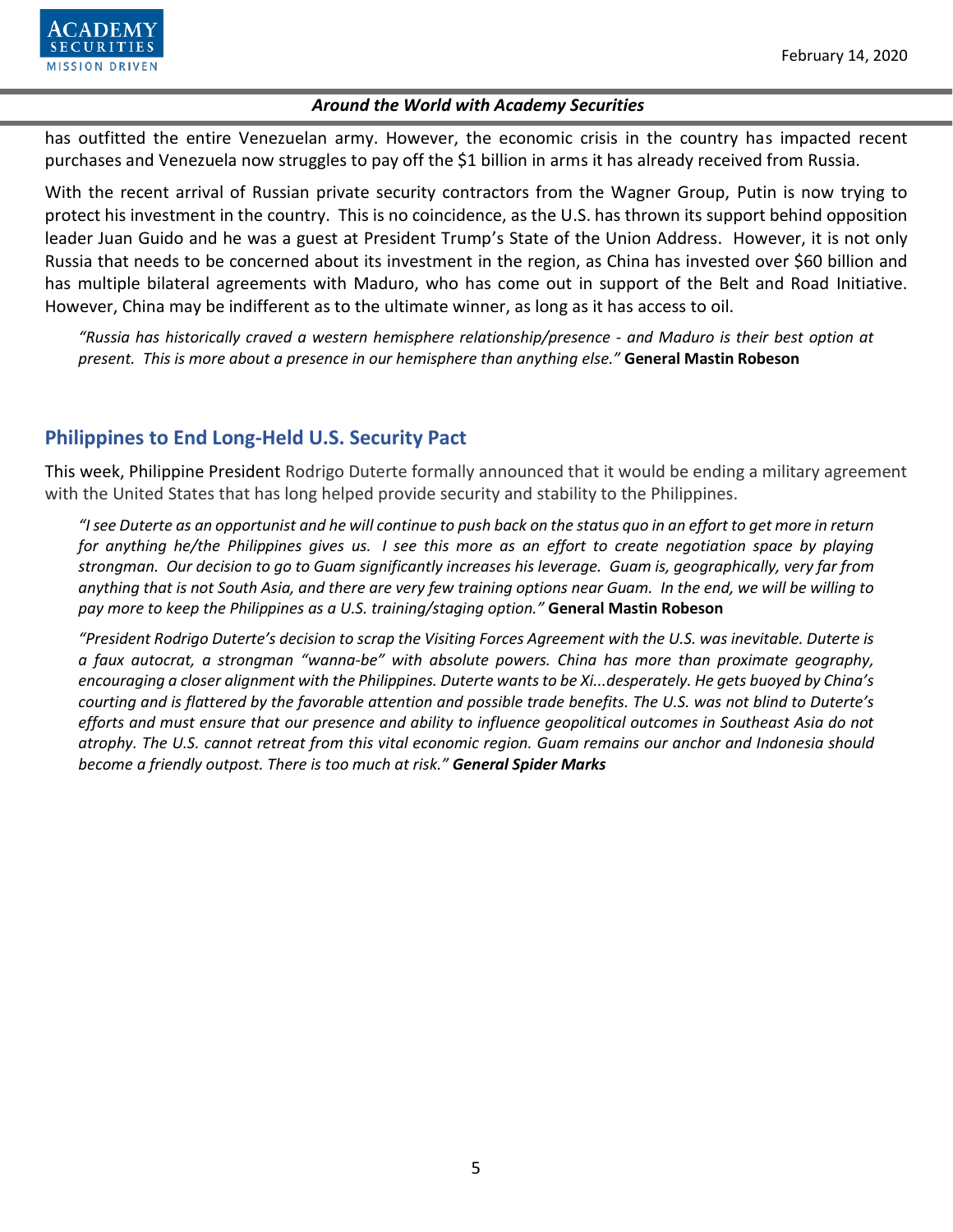has outfitted the entire Venezuelan army. However, the economic crisis in the country has impacted recent purchases and Venezuela now struggles to pay off the $1 billion in arms it has already received from Russia.

With the recent arrival of Russian private security contractors from the Wagner Group, Putin is now trying to protect his investment in the country. This is no coincidence, as the U.S. has thrown its support behind opposition leader Juan Guido and he was a guest at President Trump's State of the Union Address. However, it is not only Russia that needs to be concerned about its investment in the region, as China has invested over $60 billion and has multiple bilateral agreements with Maduro, who has come out in support of the Belt and Road Initiative. However, China may be indifferent as to the ultimate winner, as long as it has access to oil.

> *"Russia has historically craved a western hemisphere relationship/presence - and Maduro is their best option at present. This is more about a presence in our hemisphere than anything else."* **General Mastin Robeson**

## Philippines to End Long-Held U.S. Security Pact

This week, Philippine President Rodrigo Duterte formally announced that it would be ending a military agreement with the United States that has long helped provide security and stability to the Philippines.

> *"I see Duterte as an opportunist and he will continue to push back on the status quo in an effort to get more in return for anything he/the Philippines gives us. I see this more as an effort to create negotiation space by playing strongman. Our decision to go to Guam significantly increases his leverage. Guam is, geographically, very far from anything that is not South Asia, and there are very few training options near Guam. In the end, we will be willing to pay more to keep the Philippines as a U.S. training/staging option."* **General Mastin Robeson**

> *"President Rodrigo Duterte's decision to scrap the Visiting Forces Agreement with the U.S. was inevitable. Duterte is a faux autocrat, a strongman "wanna-be" with absolute powers. China has more than proximate geography, encouraging a closer alignment with the Philippines. Duterte wants to be Xi...desperately. He gets buoyed by China's courting and is flattered by the favorable attention and possible trade benefits. The U.S. was not blind to Duterte's efforts and must ensure that our presence and ability to influence geopolitical outcomes in Southeast Asia do not atrophy. The U.S. cannot retreat from this vital economic region. Guam remains our anchor and Indonesia should become a friendly outpost. There is too much at risk."* ***General Spider Marks***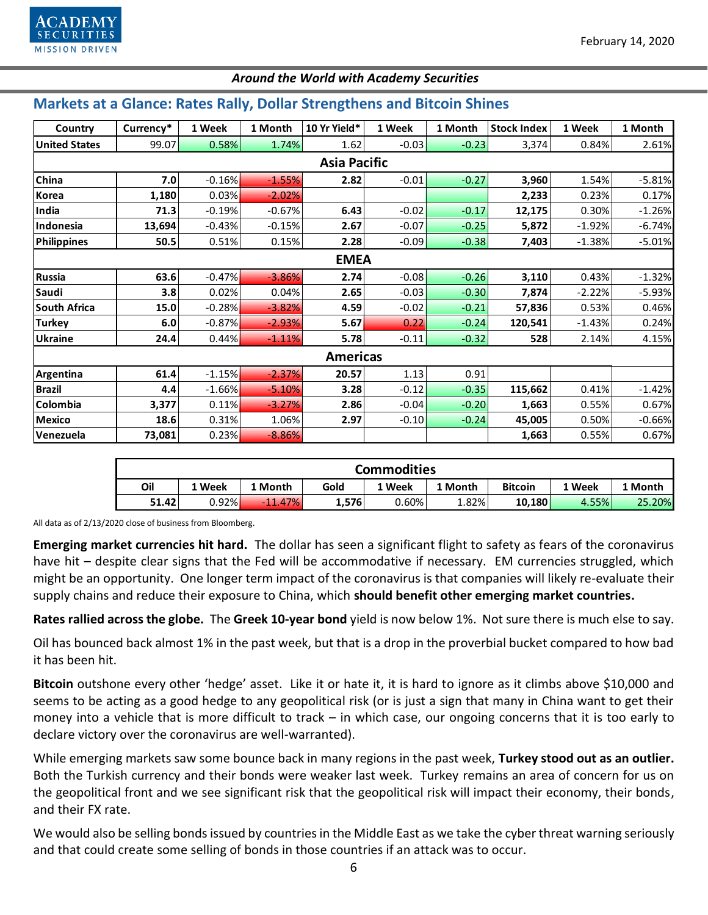## Markets at a Glance: Rates Rally, Dollar Strengthens and Bitcoin Shines

| Country | Currency* | 1 Week | 1 Month | 10 Yr Yield* | 1 Week | 1 Month | Stock Index | 1 Week | 1 Month |
|---|---|---|---|---|---|---|---|---|---|
| United States | 99.07 | 0.58% | 1.74% | 1.62 | -0.03 | -0.23 | 3,374 | 0.84% | 2.61% |
| **Asia Pacific** | | | | | | | | | |
| China | 7.0 | -0.16% | -1.55% | 2.82 | -0.01 | -0.27 | 3,960 | 1.54% | -5.81% |
| Korea | 1,180 | 0.03% | -2.02% | | | | 2,233 | 0.23% | 0.17% |
| India | 71.3 | -0.19% | -0.67% | 6.43 | -0.02 | -0.17 | 12,175 | 0.30% | -1.26% |
| Indonesia | 13,694 | -0.43% | -0.15% | 2.67 | -0.07 | -0.25 | 5,872 | -1.92% | -6.74% |
| Philippines | 50.5 | 0.51% | 0.15% | 2.28 | -0.09 | -0.38 | 7,403 | -1.38% | -5.01% |
| **EMEA** | | | | | | | | | |
| Russia | 63.6 | -0.47% | -3.86% | 2.74 | -0.08 | -0.26 | 3,110 | 0.43% | -1.32% |
| Saudi | 3.8 | 0.02% | 0.04% | 2.65 | -0.03 | -0.30 | 7,874 | -2.22% | -5.93% |
| South Africa | 15.0 | -0.28% | -3.82% | 4.59 | -0.02 | -0.21 | 57,836 | 0.53% | 0.46% |
| Turkey | 6.0 | -0.87% | -2.93% | 5.67 | 0.22 | -0.24 | 120,541 | -1.43% | 0.24% |
| Ukraine | 24.4 | 0.44% | -1.11% | 5.78 | -0.11 | -0.32 | 528 | 2.14% | 4.15% |
| **Americas** | | | | | | | | | |
| Argentina | 61.4 | -1.15% | -2.37% | 20.57 | 1.13 | 0.91 | | | |
| Brazil | 4.4 | -1.66% | -5.10% | 3.28 | -0.12 | -0.35 | 115,662 | 0.41% | -1.42% |
| Colombia | 3,377 | 0.11% | -3.27% | 2.86 | -0.04 | -0.20 | 1,663 | 0.55% | 0.67% |
| Mexico | 18.6 | 0.31% | 1.06% | 2.97 | -0.10 | -0.24 | 45,005 | 0.50% | -0.66% |
| Venezuela | 73,081 | 0.23% | -8.86% | | | | 1,663 | 0.55% | 0.67% |

| Commodities | | | | | | | | |
|---|---|---|---|---|---|---|---|---|
| Oil | 1 Week | 1 Month | Gold | 1 Week | 1 Month | Bitcoin | 1 Week | 1 Month |
| 51.42 | 0.92% | -11.47% | 1,576 | 0.60% | 1.82% | 10,180 | 4.55% | 25.20% |

All data as of 2/13/2020 close of business from Bloomberg.

**Emerging market currencies hit hard.** The dollar has seen a significant flight to safety as fears of the coronavirus have hit – despite clear signs that the Fed will be accommodative if necessary. EM currencies struggled, which might be an opportunity. One longer term impact of the coronavirus is that companies will likely re-evaluate their supply chains and reduce their exposure to China, which **should benefit other emerging market countries.**

**Rates rallied across the globe.** The **Greek 10-year bond** yield is now below 1%. Not sure there is much else to say.

Oil has bounced back almost 1% in the past week, but that is a drop in the proverbial bucket compared to how bad it has been hit.

**Bitcoin** outshone every other 'hedge' asset. Like it or hate it, it is hard to ignore as it climbs above $10,000 and seems to be acting as a good hedge to any geopolitical risk (or is just a sign that many in China want to get their money into a vehicle that is more difficult to track – in which case, our ongoing concerns that it is too early to declare victory over the coronavirus are well-warranted).

While emerging markets saw some bounce back in many regions in the past week, **Turkey stood out as an outlier.** Both the Turkish currency and their bonds were weaker last week. Turkey remains an area of concern for us on the geopolitical front and we see significant risk that the geopolitical risk will impact their economy, their bonds, and their FX rate.

We would also be selling bonds issued by countries in the Middle East as we take the cyber threat warning seriously and that could create some selling of bonds in those countries if an attack was to occur.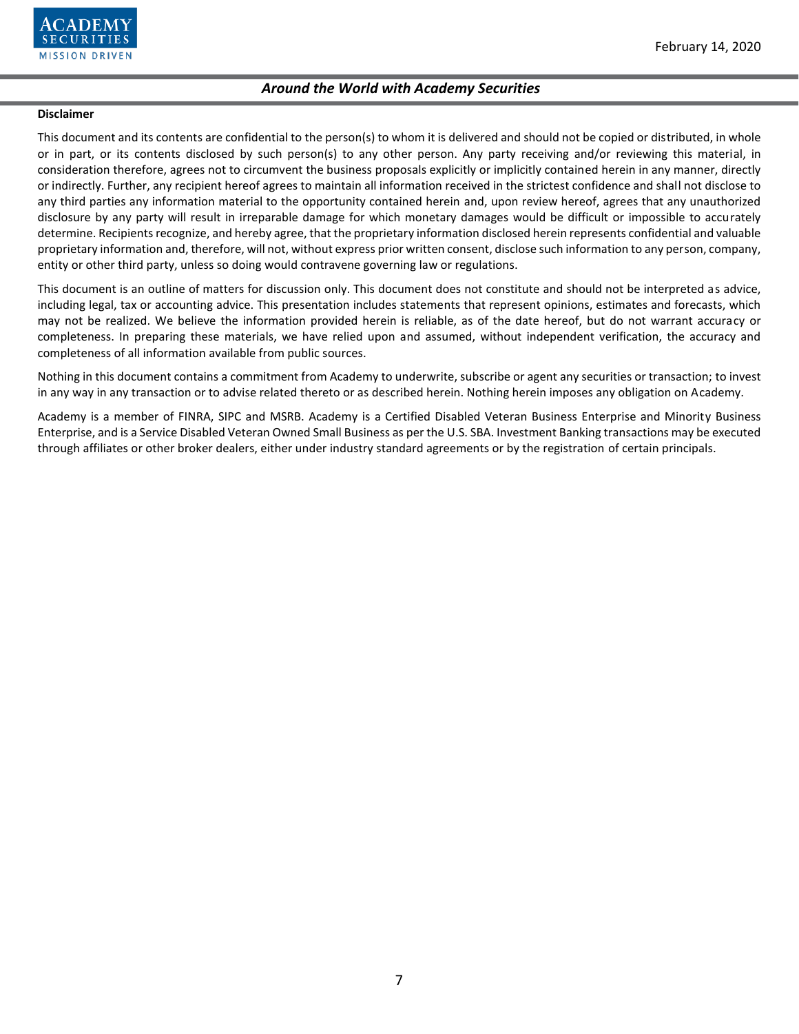**Disclaimer**

This document and its contents are confidential to the person(s) to whom it is delivered and should not be copied or distributed, in whole or in part, or its contents disclosed by such person(s) to any other person. Any party receiving and/or reviewing this material, in consideration therefore, agrees not to circumvent the business proposals explicitly or implicitly contained herein in any manner, directly or indirectly. Further, any recipient hereof agrees to maintain all information received in the strictest confidence and shall not disclose to any third parties any information material to the opportunity contained herein and, upon review hereof, agrees that any unauthorized disclosure by any party will result in irreparable damage for which monetary damages would be difficult or impossible to accurately determine. Recipients recognize, and hereby agree, that the proprietary information disclosed herein represents confidential and valuable proprietary information and, therefore, will not, without express prior written consent, disclose such information to any person, company, entity or other third party, unless so doing would contravene governing law or regulations.

This document is an outline of matters for discussion only. This document does not constitute and should not be interpreted as advice, including legal, tax or accounting advice. This presentation includes statements that represent opinions, estimates and forecasts, which may not be realized. We believe the information provided herein is reliable, as of the date hereof, but do not warrant accuracy or completeness. In preparing these materials, we have relied upon and assumed, without independent verification, the accuracy and completeness of all information available from public sources.

Nothing in this document contains a commitment from Academy to underwrite, subscribe or agent any securities or transaction; to invest in any way in any transaction or to advise related thereto or as described herein. Nothing herein imposes any obligation on Academy.

Academy is a member of FINRA, SIPC and MSRB. Academy is a Certified Disabled Veteran Business Enterprise and Minority Business Enterprise, and is a Service Disabled Veteran Owned Small Business as per the U.S. SBA. Investment Banking transactions may be executed through affiliates or other broker dealers, either under industry standard agreements or by the registration of certain principals.